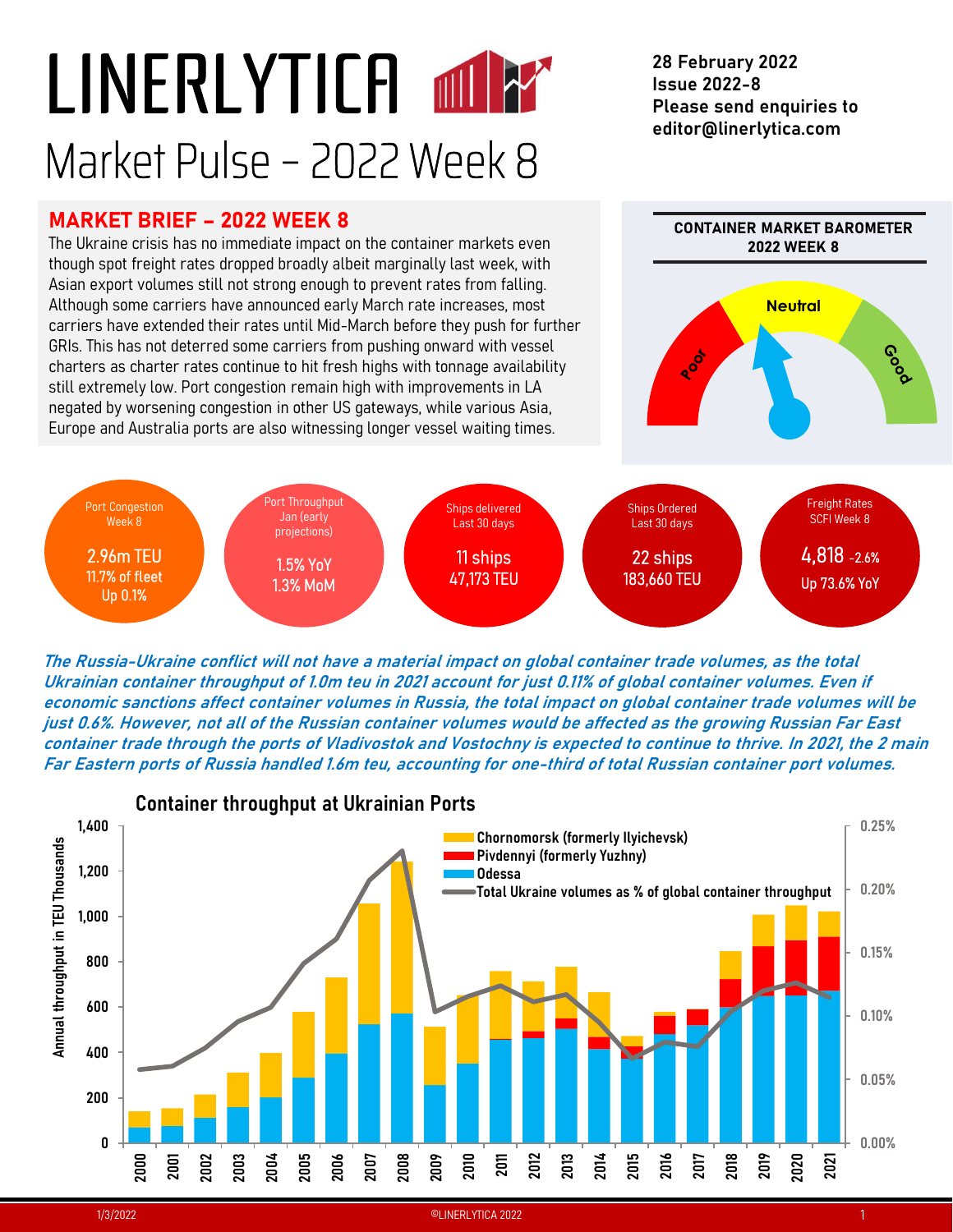# LINERLYTICA

## Market Pulse – 2022 Week 8

**28 February 2022**
**Issue 2022-8**
**Please send enquiries to editor@linerlytica.com**

## MARKET BRIEF – 2022 WEEK 8

The Ukraine crisis has no immediate impact on the container markets even though spot freight rates dropped broadly albeit marginally last week, with Asian export volumes still not strong enough to prevent rates from falling. Although some carriers have announced early March rate increases, most carriers have extended their rates until Mid-March before they push for further GRIs. This has not deterred some carriers from pushing onward with vessel charters as charter rates continue to hit fresh highs with tonnage availability still extremely low. Port congestion remain high with improvements in LA negated by worsening congestion in other US gateways, while various Asia, Europe and Australia ports are also witnessing longer vessel waiting times.

**CONTAINER MARKET BAROMETER 2022 WEEK 8**

Poor – Neutral – Good

| Port Congestion Week 8 | Port Throughput Jan (early projections) | Ships delivered Last 30 days | Ships Ordered Last 30 days | Freight Rates SCFI Week 8 |
|---|---|---|---|---|
| 2.96m TEU<br>11.7% of fleet<br>Up 0.1% | 1.5% YoY<br>1.3% MoM | 11 ships<br>47,173 TEU | 22 ships<br>183,660 TEU | 4,818 -2.6%<br>Up 73.6% YoY |

***The Russia-Ukraine conflict will not have a material impact on global container trade volumes, as the total Ukrainian container throughput of 1.0m teu in 2021 account for just 0.11% of global container volumes. Even if economic sanctions affect container volumes in Russia, the total impact on global container trade volumes will be just 0.6%. However, not all of the Russian container volumes would be affected as the growing Russian Far East container trade through the ports of Vladivostok and Vostochny is expected to continue to thrive. In 2021, the 2 main Far Eastern ports of Russia handled 1.6m teu, accounting for one-third of total Russian container port volumes.***

### Container throughput at Ukrainian Ports

(Chart: Annual throughput in TEU Thousands, 2000–2021, stacked bars for Chornomorsk (formerly Ilyichevsk), Pivdennyi (formerly Yuzhny), Odessa; line: Total Ukraine volumes as % of global container throughput, right axis 0.00%–0.25%)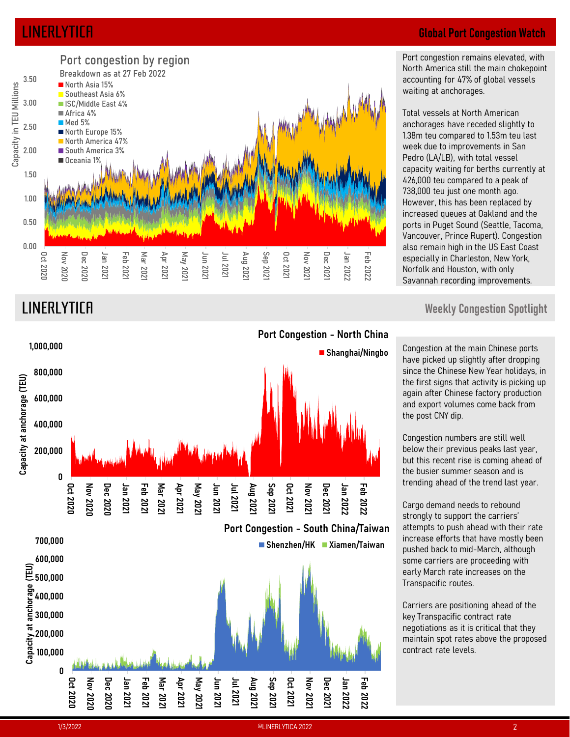## Global Port Congestion Watch

### Port congestion by region

Breakdown as at 27 Feb 2022

- North Asia 15%
- Southeast Asia 6%
- ISC/Middle East 4%
- Africa 4%
- Med 5%
- North Europe 15%
- North America 47%
- South America 3%
- Oceania 1%

Port congestion remains elevated, with North America still the main chokepoint accounting for 47% of global vessels waiting at anchorages.

Total vessels at North American anchorages have receded slightly to 1.38m teu compared to 1.53m teu last week due to improvements in San Pedro (LA/LB), with total vessel capacity waiting for berths currently at 426,000 teu compared to a peak of 738,000 teu just one month ago. However, this has been replaced by increased queues at Oakland and the ports in Puget Sound (Seattle, Tacoma, Vancouver, Prince Rupert). Congestion also remain high in the US East Coast especially in Charleston, New York, Norfolk and Houston, with only Savannah recording improvements.

## Weekly Congestion Spotlight

### Port Congestion - North China

Shanghai/Ningbo

### Port Congestion - South China/Taiwan

Shenzhen/HK, Xiamen/Taiwan

Congestion at the main Chinese ports have picked up slightly after dropping since the Chinese New Year holidays, in the first signs that activity is picking up again after Chinese factory production and export volumes come back from the post CNY dip.

Congestion numbers are still well below their previous peaks last year, but this recent rise is coming ahead of the busier summer season and is trending ahead of the trend last year.

Cargo demand needs to rebound strongly to support the carriers' attempts to push ahead with their rate increase efforts that have mostly been pushed back to mid-March, although some carriers are proceeding with early March rate increases on the Transpacific routes.

Carriers are positioning ahead of the key Transpacific contract rate negotiations as it is critical that they maintain spot rates above the proposed contract rate levels.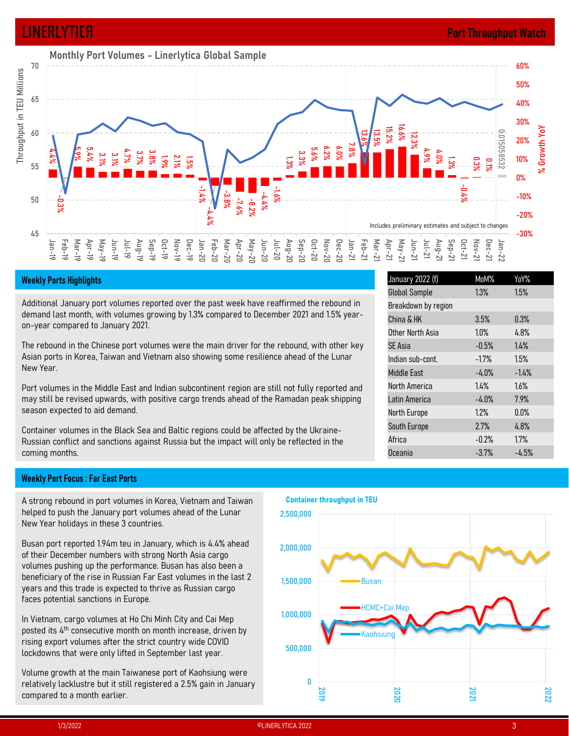## Monthly Port Volumes - Linerlytica Global Sample

Includes preliminary estimates and subject to changes

## Weekly Ports Highlights

Additional January port volumes reported over the past week have reaffirmed the rebound in demand last month, with volumes growing by 1.3% compared to December 2021 and 1.5% year-on-year compared to January 2021.

The rebound in the Chinese port volumes were the main driver for the rebound, with other key Asian ports in Korea, Taiwan and Vietnam also showing some resilience ahead of the Lunar New Year.

Port volumes in the Middle East and Indian subcontinent region are still not fully reported and may still be revised upwards, with positive cargo trends ahead of the Ramadan peak shipping season expected to aid demand.

Container volumes in the Black Sea and Baltic regions could be affected by the Ukraine-Russian conflict and sanctions against Russia but the impact will only be reflected in the coming months.

| January 2022 (f) | MoM% | YoY% |
|---|---|---|
| Global Sample | 1.3% | 1.5% |
| Breakdown by region | | |
| China & HK | 3.5% | 0.3% |
| Other North Asia | 1.0% | 4.8% |
| SE Asia | -0.5% | 1.4% |
| Indian sub-cont. | -1.7% | 1.5% |
| Middle East | -4.0% | -1.4% |
| North America | 1.4% | 1.6% |
| Latin America | -4.0% | 7.9% |
| North Europe | 1.2% | 0.0% |
| South Europe | 2.7% | 4.8% |
| Africa | -0.2% | 1.7% |
| Oceania | -3.7% | -4.5% |

## Weekly Port Focus : Far East Ports

A strong rebound in port volumes in Korea, Vietnam and Taiwan helped to push the January port volumes ahead of the Lunar New Year holidays in these 3 countries.

Busan port reported 1.94m teu in January, which is 4.4% ahead of their December numbers with strong North Asia cargo volumes pushing up the performance. Busan has also been a beneficiary of the rise in Russian Far East volumes in the last 2 years and this trade is expected to thrive as Russian cargo faces potential sanctions in Europe.

In Vietnam, cargo volumes at Ho Chi Minh City and Cai Mep posted its 4th consecutive month on month increase, driven by rising export volumes after the strict country wide COVID lockdowns that were only lifted in September last year.

Volume growth at the main Taiwanese port of Kaohsiung were relatively lacklustre but it still registered a 2.5% gain in January compared to a month earlier.

**Container throughput in TEU**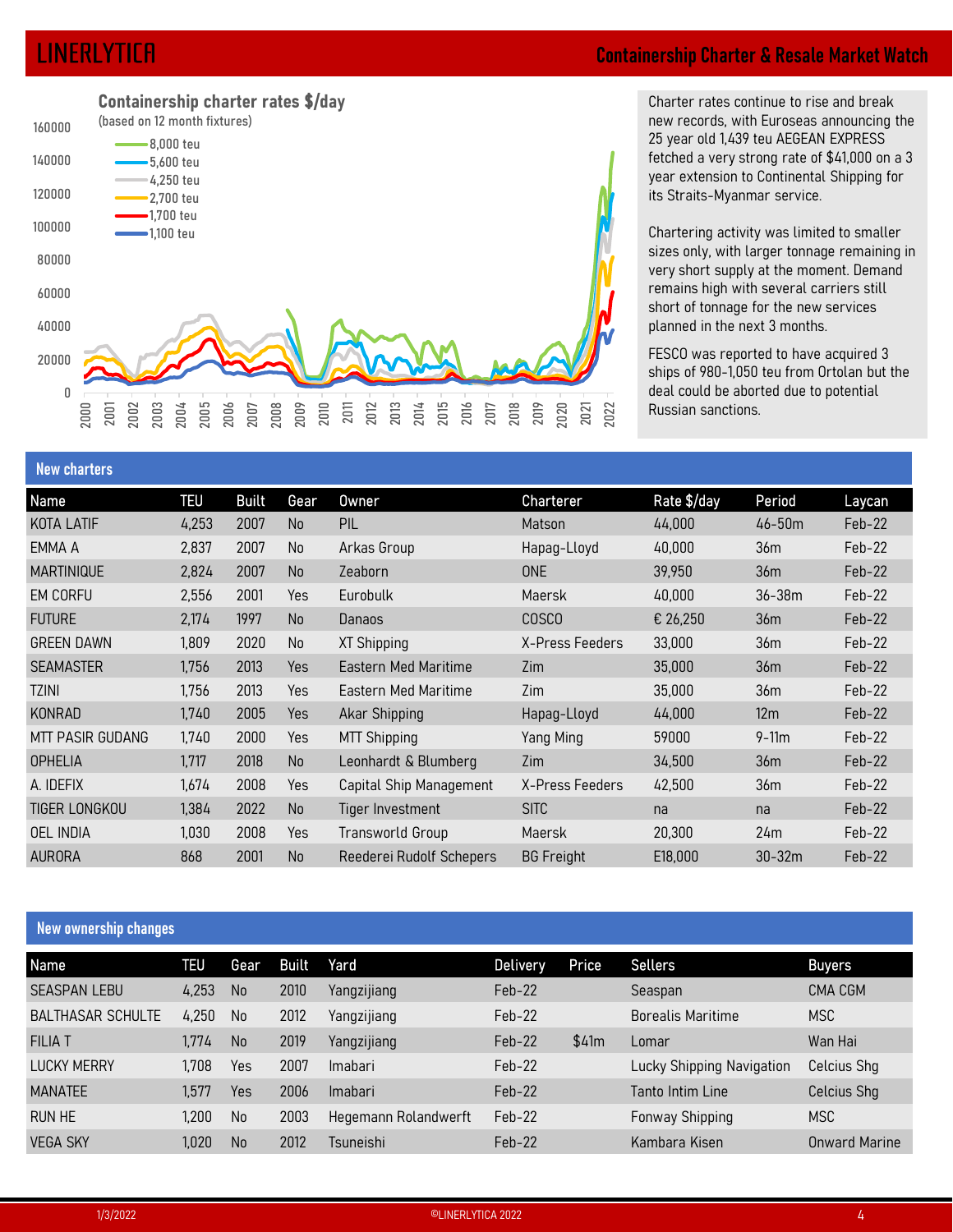## Containership Charter & Resale Market Watch

**Containership charter rates $/day**
(based on 12 month fixtures)

Legend: 8,000 teu; 5,600 teu; 4,250 teu; 2,700 teu; 1,700 teu; 1,100 teu

Charter rates continue to rise and break new records, with Euroseas announcing the 25 year old 1,439 teu AEGEAN EXPRESS fetched a very strong rate of $41,000 on a 3 year extension to Continental Shipping for its Straits-Myanmar service.

Chartering activity was limited to smaller sizes only, with larger tonnage remaining in very short supply at the moment. Demand remains high with several carriers still short of tonnage for the new services planned in the next 3 months.

FESCO was reported to have acquired 3 ships of 980-1,050 teu from Ortolan but the deal could be aborted due to potential Russian sanctions.

### New charters

| Name | TEU | Built | Gear | Owner | Charterer | Rate $/day | Period | Laycan |
|---|---|---|---|---|---|---|---|---|
| KOTA LATIF | 4,253 | 2007 | No | PIL | Matson | 44,000 | 46-50m | Feb-22 |
| EMMA A | 2,837 | 2007 | No | Arkas Group | Hapag-Lloyd | 40,000 | 36m | Feb-22 |
| MARTINIQUE | 2,824 | 2007 | No | Zeaborn | ONE | 39,950 | 36m | Feb-22 |
| EM CORFU | 2,556 | 2001 | Yes | Eurobulk | Maersk | 40,000 | 36-38m | Feb-22 |
| FUTURE | 2,174 | 1997 | No | Danaos | COSCO | € 26,250 | 36m | Feb-22 |
| GREEN DAWN | 1,809 | 2020 | No | XT Shipping | X-Press Feeders | 33,000 | 36m | Feb-22 |
| SEAMASTER | 1,756 | 2013 | Yes | Eastern Med Maritime | Zim | 35,000 | 36m | Feb-22 |
| TZINI | 1,756 | 2013 | Yes | Eastern Med Maritime | Zim | 35,000 | 36m | Feb-22 |
| KONRAD | 1,740 | 2005 | Yes | Akar Shipping | Hapag-Lloyd | 44,000 | 12m | Feb-22 |
| MTT PASIR GUDANG | 1,740 | 2000 | Yes | MTT Shipping | Yang Ming | 59000 | 9-11m | Feb-22 |
| OPHELIA | 1,717 | 2018 | No | Leonhardt & Blumberg | Zim | 34,500 | 36m | Feb-22 |
| A. IDEFIX | 1,674 | 2008 | Yes | Capital Ship Management | X-Press Feeders | 42,500 | 36m | Feb-22 |
| TIGER LONGKOU | 1,384 | 2022 | No | Tiger Investment | SITC | na | na | Feb-22 |
| OEL INDIA | 1,030 | 2008 | Yes | Transworld Group | Maersk | 20,300 | 24m | Feb-22 |
| AURORA | 868 | 2001 | No | Reederei Rudolf Schepers | BG Freight | E18,000 | 30-32m | Feb-22 |

### New ownership changes

| Name | TEU | Gear | Built | Yard | Delivery | Price | Sellers | Buyers |
|---|---|---|---|---|---|---|---|---|
| SEASPAN LEBU | 4,253 | No | 2010 | Yangzijiang | Feb-22 | | Seaspan | CMA CGM |
| BALTHASAR SCHULTE | 4,250 | No | 2012 | Yangzijiang | Feb-22 | | Borealis Maritime | MSC |
| FILIA T | 1,774 | No | 2019 | Yangzijiang | Feb-22 | $41m | Lomar | Wan Hai |
| LUCKY MERRY | 1,708 | Yes | 2007 | Imabari | Feb-22 | | Lucky Shipping Navigation | Celcius Shg |
| MANATEE | 1,577 | Yes | 2006 | Imabari | Feb-22 | | Tanto Intim Line | Celcius Shg |
| RUN HE | 1,200 | No | 2003 | Hegemann Rolandwerft | Feb-22 | | Fonway Shipping | MSC |
| VEGA SKY | 1,020 | No | 2012 | Tsuneishi | Feb-22 | | Kambara Kisen | Onward Marine |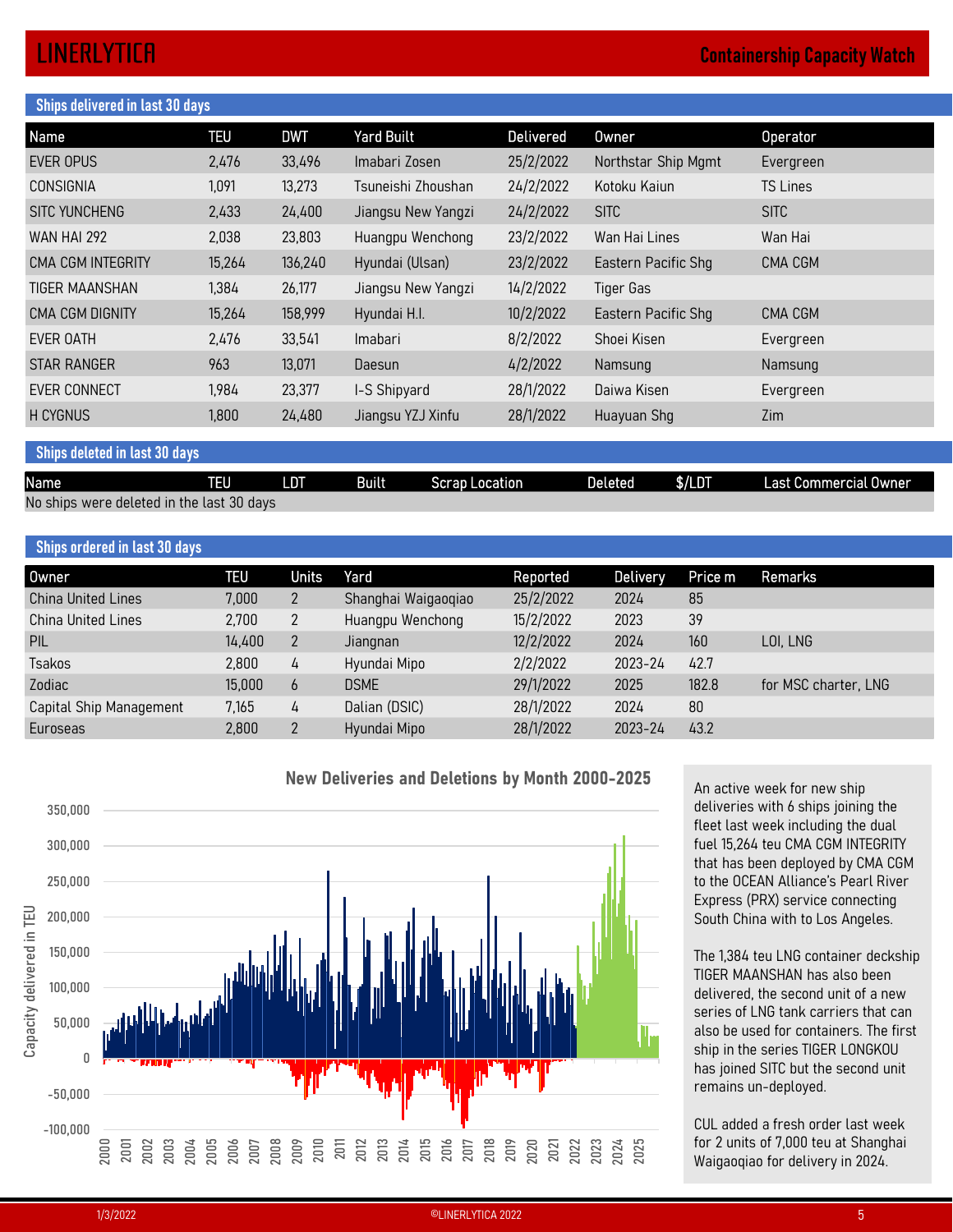## Ships delivered in last 30 days

| Name | TEU | DWT | Yard Built | Delivered | Owner | Operator |
|---|---|---|---|---|---|---|
| EVER OPUS | 2,476 | 33,496 | Imabari Zosen | 25/2/2022 | Northstar Ship Mgmt | Evergreen |
| CONSIGNIA | 1,091 | 13,273 | Tsuneishi Zhoushan | 24/2/2022 | Kotoku Kaiun | TS Lines |
| SITC YUNCHENG | 2,433 | 24,400 | Jiangsu New Yangzi | 24/2/2022 | SITC | SITC |
| WAN HAI 292 | 2,038 | 23,803 | Huangpu Wenchong | 23/2/2022 | Wan Hai Lines | Wan Hai |
| CMA CGM INTEGRITY | 15,264 | 136,240 | Hyundai (Ulsan) | 23/2/2022 | Eastern Pacific Shg | CMA CGM |
| TIGER MAANSHAN | 1,384 | 26,177 | Jiangsu New Yangzi | 14/2/2022 | Tiger Gas | |
| CMA CGM DIGNITY | 15,264 | 158,999 | Hyundai H.I. | 10/2/2022 | Eastern Pacific Shg | CMA CGM |
| EVER OATH | 2,476 | 33,541 | Imabari | 8/2/2022 | Shoei Kisen | Evergreen |
| STAR RANGER | 963 | 13,071 | Daesun | 4/2/2022 | Namsung | Namsung |
| EVER CONNECT | 1,984 | 23,377 | I-S Shipyard | 28/1/2022 | Daiwa Kisen | Evergreen |
| H CYGNUS | 1,800 | 24,480 | Jiangsu YZJ Xinfu | 28/1/2022 | Huayuan Shg | Zim |

## Ships deleted in last 30 days

| Name | TEU | LDT | Built | Scrap Location | Deleted | $/LDT | Last Commercial Owner |
|---|---|---|---|---|---|---|---|
| No ships were deleted in the last 30 days | | | | | | | |

## Ships ordered in last 30 days

| Owner | TEU | Units | Yard | Reported | Delivery | Price m | Remarks |
|---|---|---|---|---|---|---|---|
| China United Lines | 7,000 | 2 | Shanghai Waigaoqiao | 25/2/2022 | 2024 | 85 | |
| China United Lines | 2,700 | 2 | Huangpu Wenchong | 15/2/2022 | 2023 | 39 | |
| PIL | 14,400 | 2 | Jiangnan | 12/2/2022 | 2024 | 160 | LOI, LNG |
| Tsakos | 2,800 | 4 | Hyundai Mipo | 2/2/2022 | 2023-24 | 42.7 | |
| Zodiac | 15,000 | 6 | DSME | 29/1/2022 | 2025 | 182.8 | for MSC charter, LNG |
| Capital Ship Management | 7,165 | 4 | Dalian (DSIC) | 28/1/2022 | 2024 | 80 | |
| Euroseas | 2,800 | 2 | Hyundai Mipo | 28/1/2022 | 2023-24 | 43.2 | |

**New Deliveries and Deletions by Month 2000-2025**

An active week for new ship deliveries with 6 ships joining the fleet last week including the dual fuel 15,264 teu CMA CGM INTEGRITY that has been deployed by CMA CGM to the OCEAN Alliance's Pearl River Express (PRX) service connecting South China with to Los Angeles.

The 1,384 teu LNG container deckship TIGER MAANSHAN has also been delivered, the second unit of a new series of LNG tank carriers that can also be used for containers. The first ship in the series TIGER LONGKOU has joined SITC but the second unit remains un-deployed.

CUL added a fresh order last week for 2 units of 7,000 teu at Shanghai Waigaoqiao for delivery in 2024.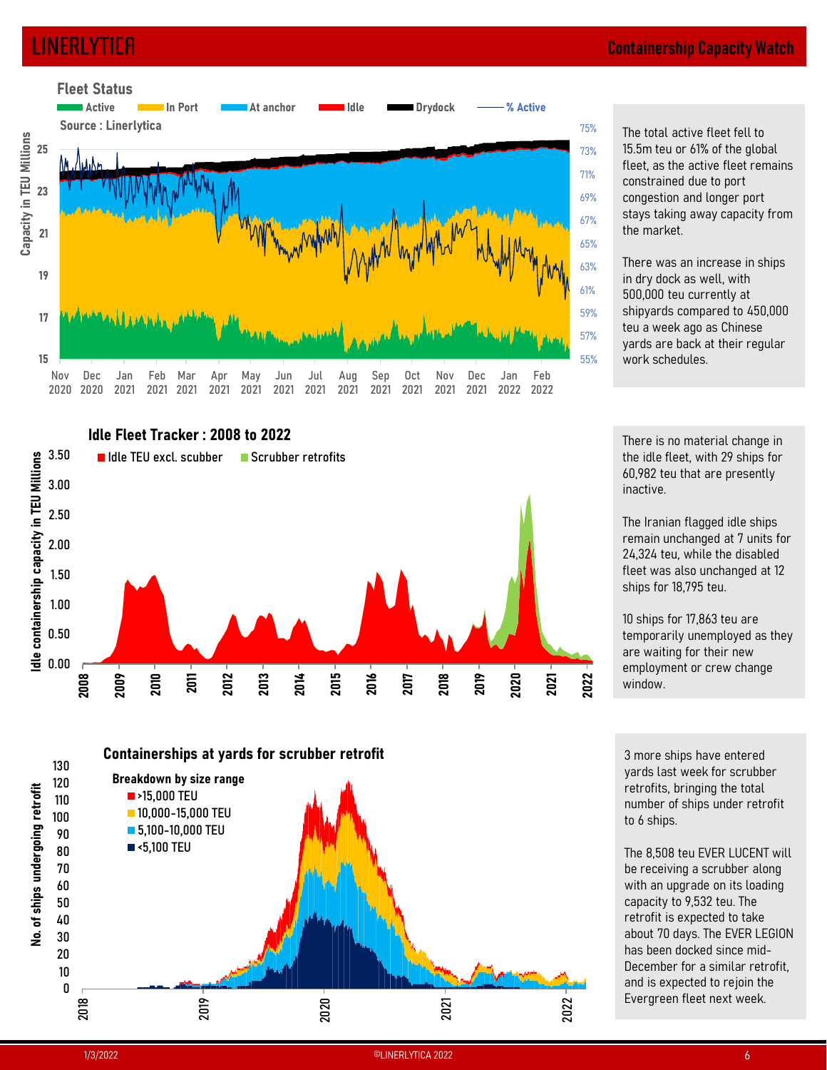# Containership Capacity Watch

## Fleet Status

Active | In Port | At anchor | Idle | Drydock | % Active

Source : Linerlytica

The total active fleet fell to 15.5m teu or 61% of the global fleet, as the active fleet remains constrained due to port congestion and longer port stays taking away capacity from the market.

There was an increase in ships in dry dock as well, with 500,000 teu currently at shipyards compared to 450,000 teu a week ago as Chinese yards are back at their regular work schedules.

## Idle Fleet Tracker : 2008 to 2022

Idle TEU excl. scubber | Scrubber retrofits

There is no material change in the idle fleet, with 29 ships for 60,982 teu that are presently inactive.

The Iranian flagged idle ships remain unchanged at 7 units for 24,324 teu, while the disabled fleet was also unchanged at 12 ships for 18,795 teu.

10 ships for 17,863 teu are temporarily unemployed as they are waiting for their new employment or crew change window.

## Containerships at yards for scrubber retrofit

Breakdown by size range: >15,000 TEU | 10,000-15,000 TEU | 5,100-10,000 TEU | <5,100 TEU

3 more ships have entered yards last week for scrubber retrofits, bringing the total number of ships under retrofit to 6 ships.

The 8,508 teu EVER LUCENT will be receiving a scrubber along with an upgrade on its loading capacity to 9,532 teu. The retrofit is expected to take about 70 days. The EVER LEGION has been docked since mid-December for a similar retrofit, and is expected to rejoin the Evergreen fleet next week.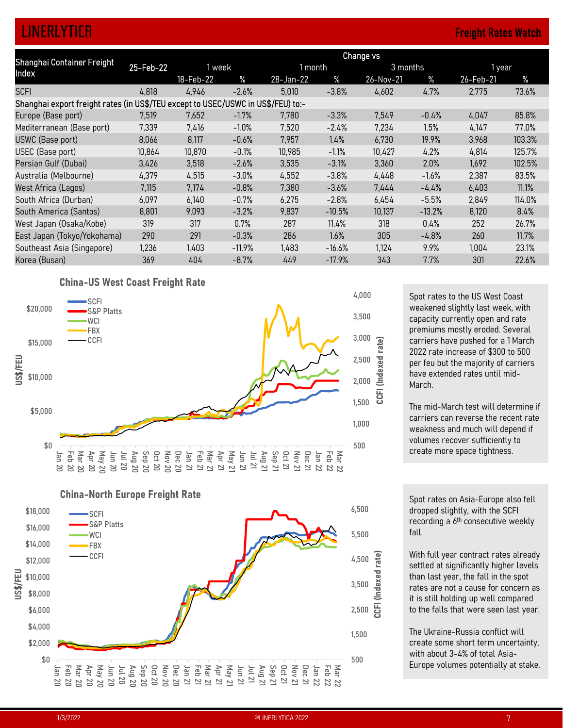## Freight Rates Watch

| Shanghai Container Freight Index | 25-Feb-22 | Change vs 1 week | | 1 month | | 3 months | | 1 year | |
|---|---|---|---|---|---|---|---|---|---|
| | | 18-Feb-22 | % | 28-Jan-22 | % | 26-Nov-21 | % | 26-Feb-21 | % |
| SCFI | 4,818 | 4,946 | -2.6% | 5,010 | -3.8% | 4,602 | 4.7% | 2,775 | 73.6% |
| Shanghai export freight rates (in US$/TEU except to USEC/USWC in US$/FEU) to:- | | | | | | | | | |
| Europe (Base port) | 7,519 | 7,652 | -1.7% | 7,780 | -3.3% | 7,549 | -0.4% | 4,047 | 85.8% |
| Mediterranean (Base port) | 7,339 | 7,416 | -1.0% | 7,520 | -2.4% | 7,234 | 1.5% | 4,147 | 77.0% |
| USWC (Base port) | 8,066 | 8,117 | -0.6% | 7,957 | 1.4% | 6,730 | 19.9% | 3,968 | 103.3% |
| USEC (Base port) | 10,864 | 10,870 | -0.1% | 10,985 | -1.1% | 10,427 | 4.2% | 4,814 | 125.7% |
| Persian Gulf (Dubai) | 3,426 | 3,518 | -2.6% | 3,535 | -3.1% | 3,360 | 2.0% | 1,692 | 102.5% |
| Australia (Melbourne) | 4,379 | 4,515 | -3.0% | 4,552 | -3.8% | 4,448 | -1.6% | 2,387 | 83.5% |
| West Africa (Lagos) | 7,115 | 7,174 | -0.8% | 7,380 | -3.6% | 7,444 | -4.4% | 6,403 | 11.1% |
| South Africa (Durban) | 6,097 | 6,140 | -0.7% | 6,275 | -2.8% | 6,454 | -5.5% | 2,849 | 114.0% |
| South America (Santos) | 8,801 | 9,093 | -3.2% | 9,837 | -10.5% | 10,137 | -13.2% | 8,120 | 8.4% |
| West Japan (Osaka/Kobe) | 319 | 317 | 0.7% | 287 | 11.4% | 318 | 0.4% | 252 | 26.7% |
| East Japan (Tokyo/Yokohama) | 290 | 291 | -0.3% | 286 | 1.6% | 305 | -4.8% | 260 | 11.7% |
| Southeast Asia (Singapore) | 1,236 | 1,403 | -11.9% | 1,483 | -16.6% | 1,124 | 9.9% | 1,004 | 23.1% |
| Korea (Busan) | 369 | 404 | -8.7% | 449 | -17.9% | 343 | 7.7% | 301 | 22.6% |

### China-US West Coast Freight Rate

Spot rates to the US West Coast weakened slightly last week, with capacity currently open and rate premiums mostly eroded. Several carriers have pushed for a 1 March 2022 rate increase of $300 to 500 per feu but the majority of carriers have extended rates until mid-March.

The mid-March test will determine if carriers can reverse the recent rate weakness and much will depend if volumes recover sufficiently to create more space tightness.

### China-North Europe Freight Rate

Spot rates on Asia-Europe also fell dropped slightly, with the SCFI recording a 6th consecutive weekly fall.

With full year contract rates already settled at significantly higher levels than last year, the fall in the spot rates are not a cause for concern as it is still holding up well compared to the falls that were seen last year.

The Ukraine-Russia conflict will create some short term uncertainty, with about 3-4% of total Asia-Europe volumes potentially at stake.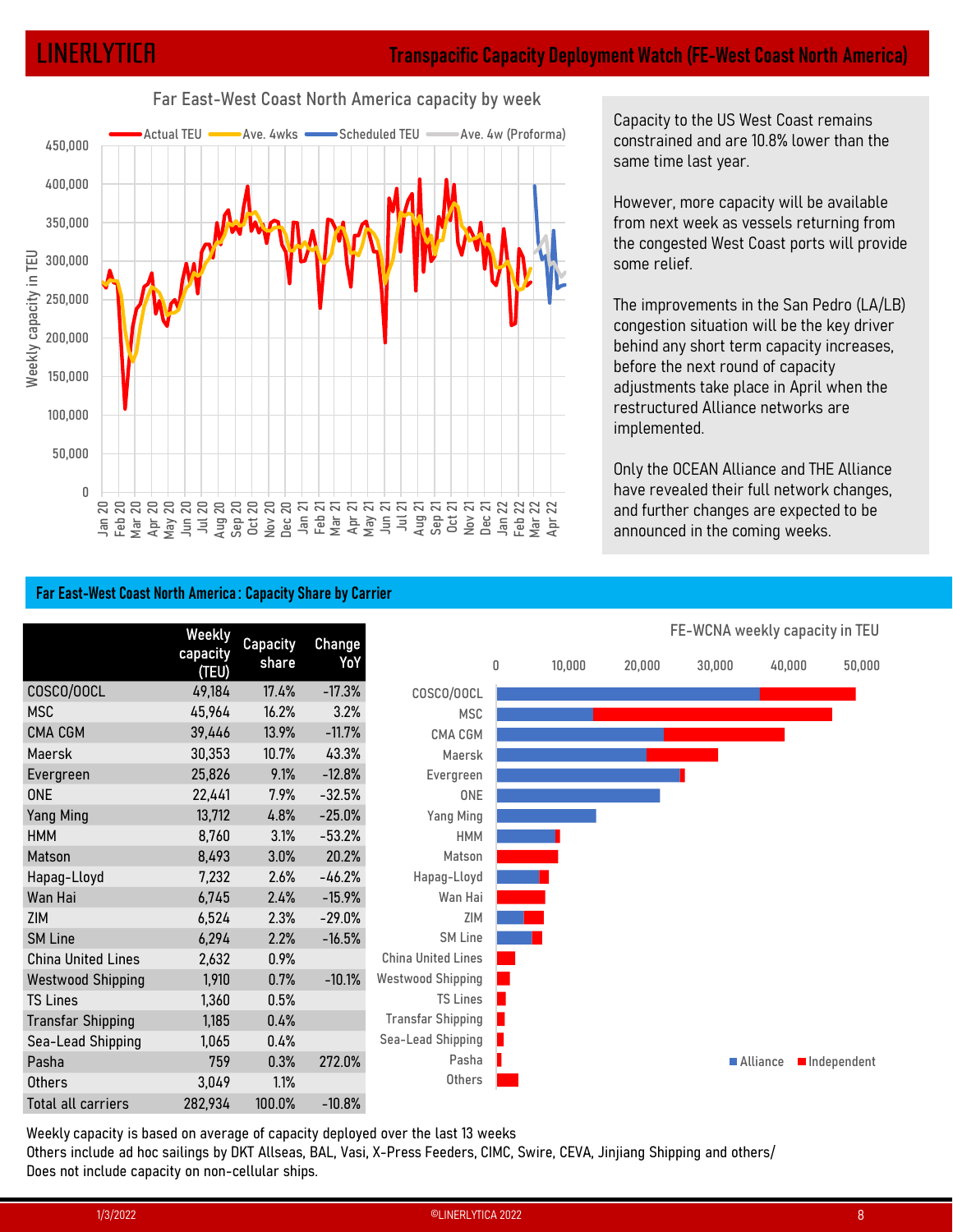## Transpacific Capacity Deployment Watch (FE-West Coast North America)

Capacity to the US West Coast remains constrained and are 10.8% lower than the same time last year.

However, more capacity will be available from next week as vessels returning from the congested West Coast ports will provide some relief.

The improvements in the San Pedro (LA/LB) congestion situation will be the key driver behind any short term capacity increases, before the next round of capacity adjustments take place in April when the restructured Alliance networks are implemented.

Only the OCEAN Alliance and THE Alliance have revealed their full network changes, and further changes are expected to be announced in the coming weeks.

### Far East-West Coast North America : Capacity Share by Carrier

| | Weekly capacity (TEU) | Capacity share | Change YoY |
|---|---|---|---|
| COSCO/OOCL | 49,184 | 17.4% | -17.3% |
| MSC | 45,964 | 16.2% | 3.2% |
| CMA CGM | 39,446 | 13.9% | -11.7% |
| Maersk | 30,353 | 10.7% | 43.3% |
| Evergreen | 25,826 | 9.1% | -12.8% |
| ONE | 22,441 | 7.9% | -32.5% |
| Yang Ming | 13,712 | 4.8% | -25.0% |
| HMM | 8,760 | 3.1% | -53.2% |
| Matson | 8,493 | 3.0% | 20.2% |
| Hapag-Lloyd | 7,232 | 2.6% | -46.2% |
| Wan Hai | 6,745 | 2.4% | -15.9% |
| ZIM | 6,524 | 2.3% | -29.0% |
| SM Line | 6,294 | 2.2% | -16.5% |
| China United Lines | 2,632 | 0.9% | |
| Westwood Shipping | 1,910 | 0.7% | -10.1% |
| TS Lines | 1,360 | 0.5% | |
| Transfar Shipping | 1,185 | 0.4% | |
| Sea-Lead Shipping | 1,065 | 0.4% | |
| Pasha | 759 | 0.3% | 272.0% |
| Others | 3,049 | 1.1% | |
| Total all carriers | 282,934 | 100.0% | -10.8% |

Weekly capacity is based on average of capacity deployed over the last 13 weeks

Others include ad hoc sailings by DKT Allseas, BAL, Vasi, X-Press Feeders, CIMC, Swire, CEVA, Jinjiang Shipping and others/

Does not include capacity on non-cellular ships.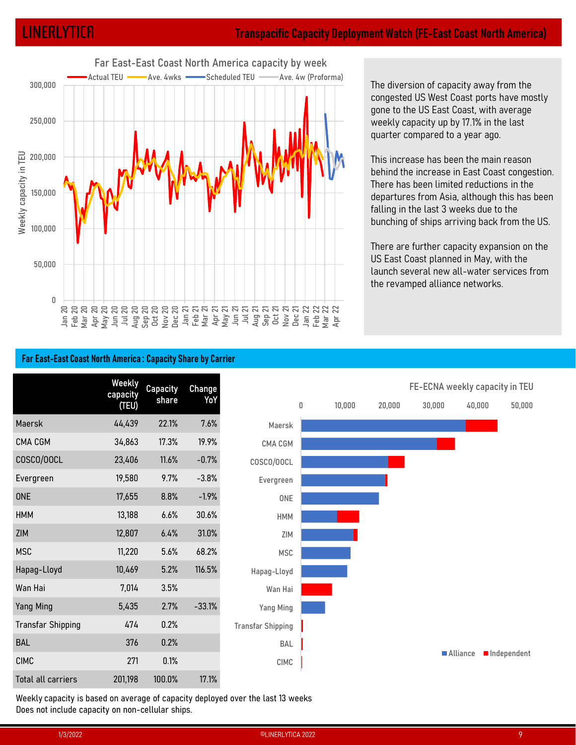# LINERLYTICA

## Transpacific Capacity Deployment Watch (FE-East Coast North America)

The diversion of capacity away from the congested US West Coast ports have mostly gone to the US East Coast, with average weekly capacity up by 17.1% in the last quarter compared to a year ago.

This increase has been the main reason behind the increase in East Coast congestion. There has been limited reductions in the departures from Asia, although this has been falling in the last 3 weeks due to the bunching of ships arriving back from the US.

There are further capacity expansion on the US East Coast planned in May, with the launch several new all-water services from the revamped alliance networks.

## Far East-East Coast North America : Capacity Share by Carrier

| | Weekly capacity (TEU) | Capacity share | Change YoY |
|---|---|---|---|
| Maersk | 44,439 | 22.1% | 7.6% |
| CMA CGM | 34,863 | 17.3% | 19.9% |
| COSCO/OOCL | 23,406 | 11.6% | -0.7% |
| Evergreen | 19,580 | 9.7% | -3.8% |
| ONE | 17,655 | 8.8% | -1.9% |
| HMM | 13,188 | 6.6% | 30.6% |
| ZIM | 12,807 | 6.4% | 31.0% |
| MSC | 11,220 | 5.6% | 68.2% |
| Hapag-Lloyd | 10,469 | 5.2% | 116.5% |
| Wan Hai | 7,014 | 3.5% | |
| Yang Ming | 5,435 | 2.7% | -33.1% |
| Transfar Shipping | 474 | 0.2% | |
| BAL | 376 | 0.2% | |
| CIMC | 271 | 0.1% | |
| Total all carriers | 201,198 | 100.0% | 17.1% |

Weekly capacity is based on average of capacity deployed over the last 13 weeks
Does not include capacity on non-cellular ships.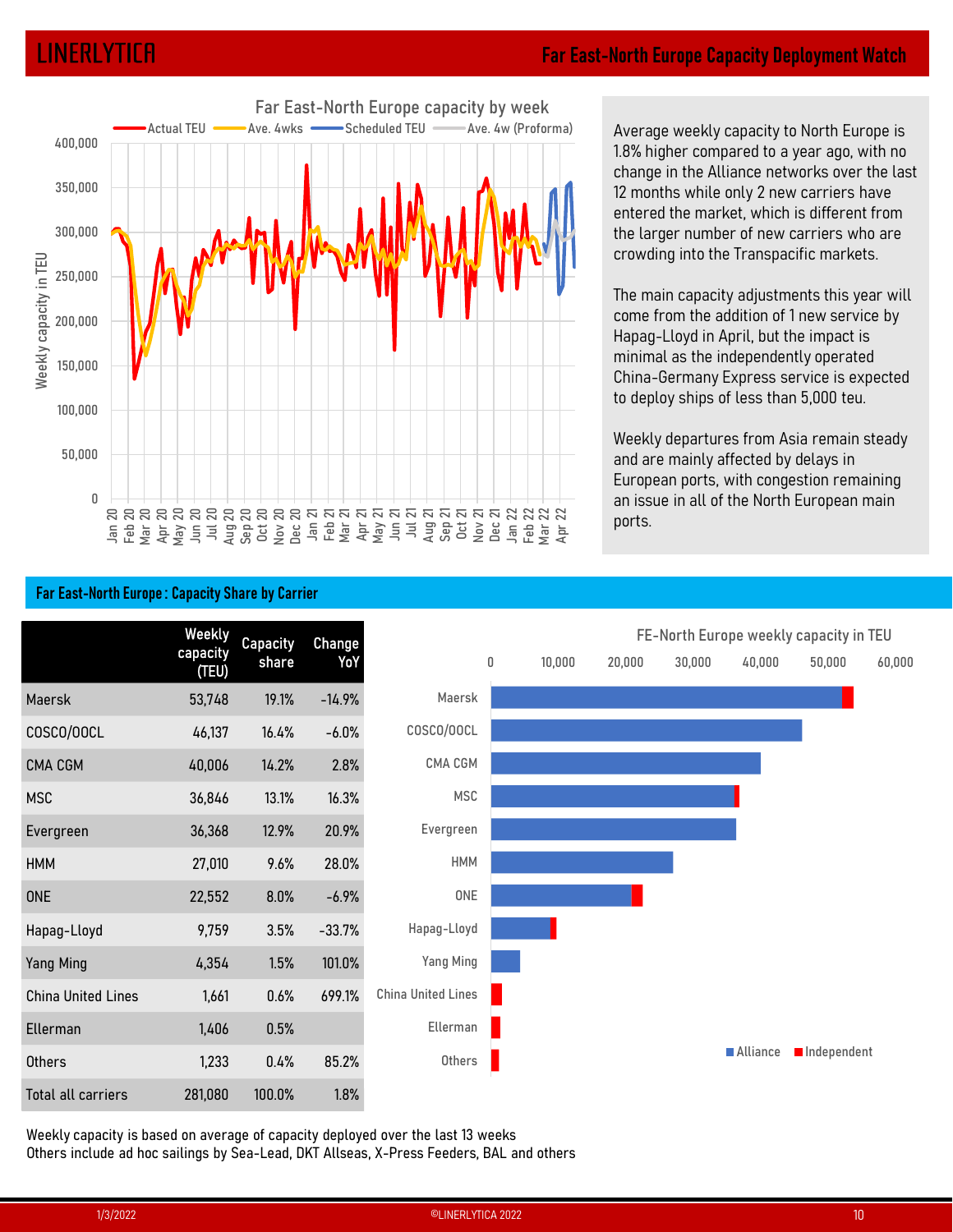# Far East-North Europe Capacity Deployment Watch

Average weekly capacity to North Europe is 1.8% higher compared to a year ago, with no change in the Alliance networks over the last 12 months while only 2 new carriers have entered the market, which is different from the larger number of new carriers who are crowding into the Transpacific markets.

The main capacity adjustments this year will come from the addition of 1 new service by Hapag-Lloyd in April, but the impact is minimal as the independently operated China-Germany Express service is expected to deploy ships of less than 5,000 teu.

Weekly departures from Asia remain steady and are mainly affected by delays in European ports, with congestion remaining an issue in all of the North European main ports.

## Far East-North Europe : Capacity Share by Carrier

| | Weekly capacity (TEU) | Capacity share | Change YoY |
|---|---|---|---|
| Maersk | 53,748 | 19.1% | -14.9% |
| COSCO/OOCL | 46,137 | 16.4% | -6.0% |
| CMA CGM | 40,006 | 14.2% | 2.8% |
| MSC | 36,846 | 13.1% | 16.3% |
| Evergreen | 36,368 | 12.9% | 20.9% |
| HMM | 27,010 | 9.6% | 28.0% |
| ONE | 22,552 | 8.0% | -6.9% |
| Hapag-Lloyd | 9,759 | 3.5% | -33.7% |
| Yang Ming | 4,354 | 1.5% | 101.0% |
| China United Lines | 1,661 | 0.6% | 699.1% |
| Ellerman | 1,406 | 0.5% | |
| Others | 1,233 | 0.4% | 85.2% |
| Total all carriers | 281,080 | 100.0% | 1.8% |

Weekly capacity is based on average of capacity deployed over the last 13 weeks
Others include ad hoc sailings by Sea-Lead, DKT Allseas, X-Press Feeders, BAL and others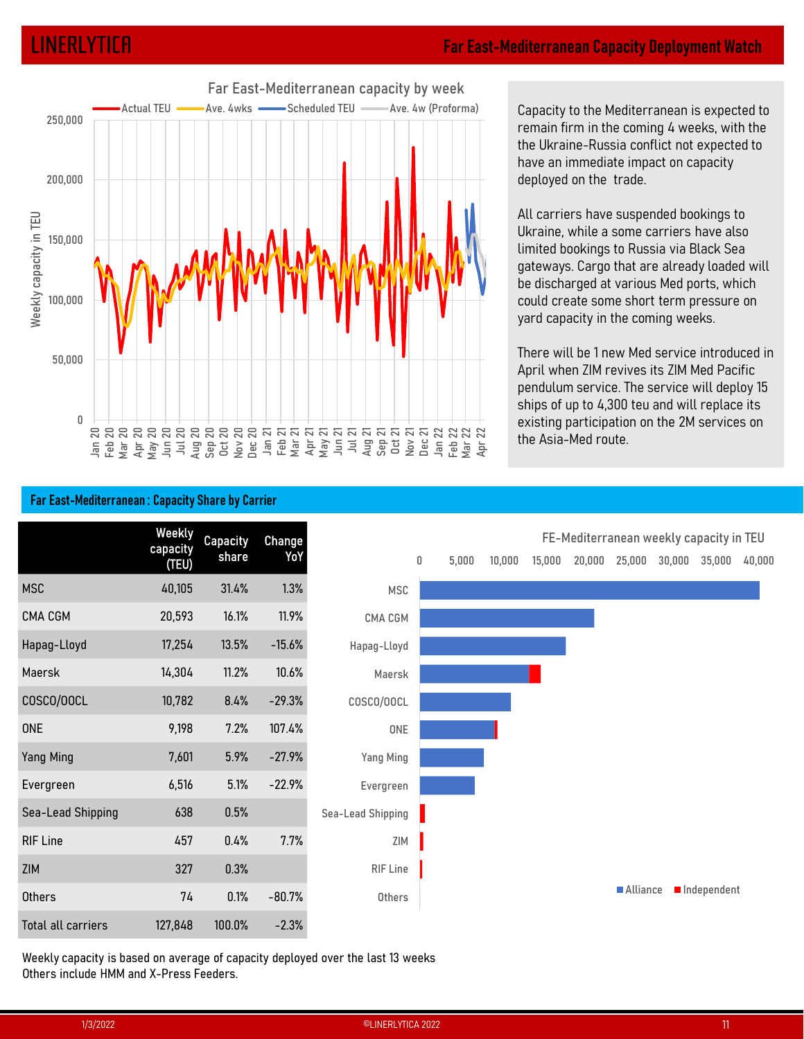## Far East-Mediterranean Capacity Deployment Watch

Capacity to the Mediterranean is expected to remain firm in the coming 4 weeks, with the the Ukraine-Russia conflict not expected to have an immediate impact on capacity deployed on the  trade.

All carriers have suspended bookings to Ukraine, while a some carriers have also limited bookings to Russia via Black Sea gateways. Cargo that are already loaded will be discharged at various Med ports, which could create some short term pressure on yard capacity in the coming weeks.

There will be 1 new Med service introduced in April when ZIM revives its ZIM Med Pacific pendulum service. The service will deploy 15 ships of up to 4,300 teu and will replace its existing participation on the 2M services on the Asia-Med route.

### Far East-Mediterranean : Capacity Share by Carrier

| | Weekly capacity (TEU) | Capacity share | Change YoY |
|---|---|---|---|
| MSC | 40,105 | 31.4% | 1.3% |
| CMA CGM | 20,593 | 16.1% | 11.9% |
| Hapag-Lloyd | 17,254 | 13.5% | -15.6% |
| Maersk | 14,304 | 11.2% | 10.6% |
| COSCO/OOCL | 10,782 | 8.4% | -29.3% |
| ONE | 9,198 | 7.2% | 107.4% |
| Yang Ming | 7,601 | 5.9% | -27.9% |
| Evergreen | 6,516 | 5.1% | -22.9% |
| Sea-Lead Shipping | 638 | 0.5% | |
| RIF Line | 457 | 0.4% | 7.7% |
| ZIM | 327 | 0.3% | |
| Others | 74 | 0.1% | -80.7% |
| Total all carriers | 127,848 | 100.0% | -2.3% |

Weekly capacity is based on average of capacity deployed over the last 13 weeks
Others include HMM and X-Press Feeders.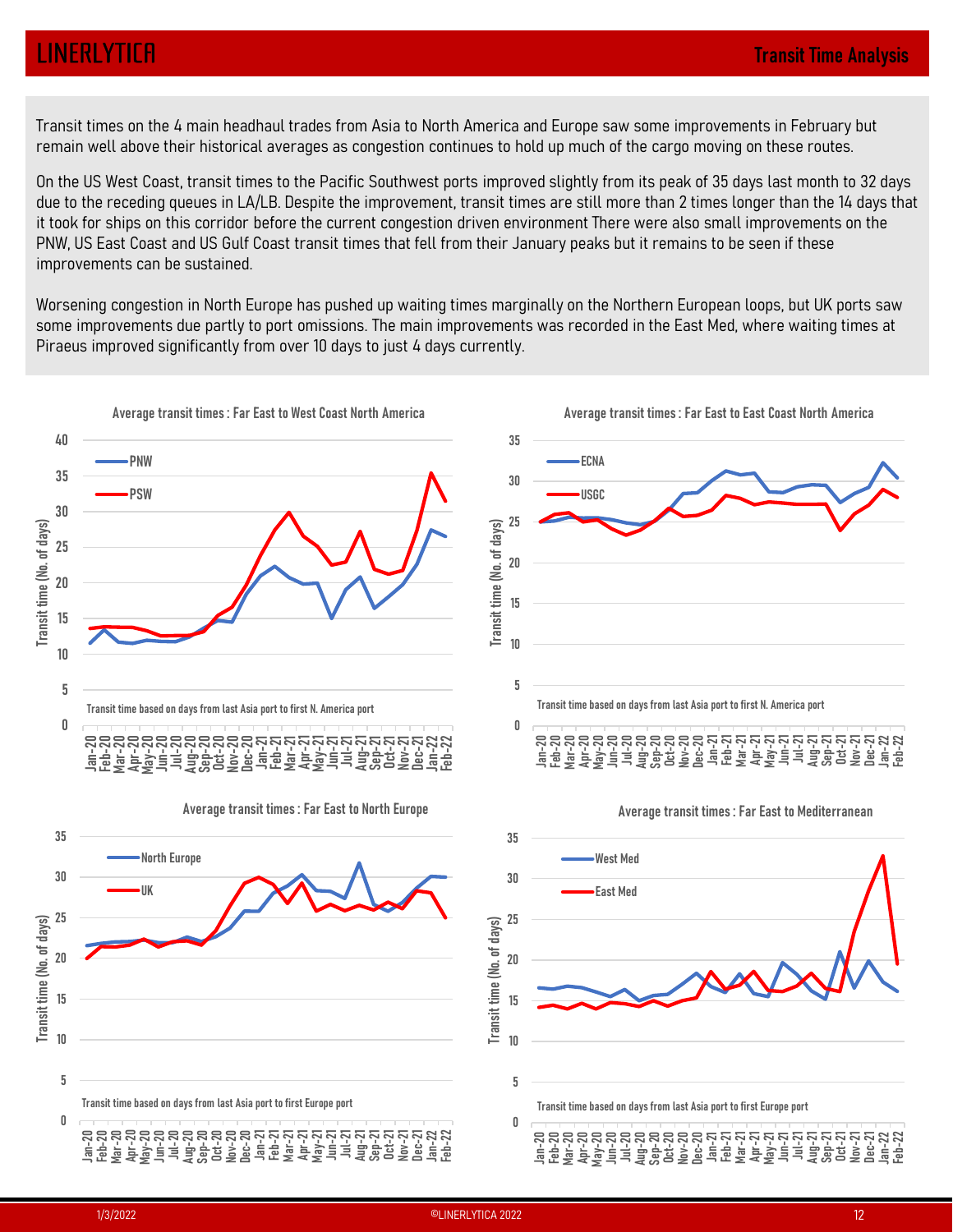## Transit Time Analysis

Transit times on the 4 main headhaul trades from Asia to North America and Europe saw some improvements in February but remain well above their historical averages as congestion continues to hold up much of the cargo moving on these routes.

On the US West Coast, transit times to the Pacific Southwest ports improved slightly from its peak of 35 days last month to 32 days due to the receding queues in LA/LB. Despite the improvement, transit times are still more than 2 times longer than the 14 days that it took for ships on this corridor before the current congestion driven environment There were also small improvements on the PNW, US East Coast and US Gulf Coast transit times that fell from their January peaks but it remains to be seen if these improvements can be sustained.

Worsening congestion in North Europe has pushed up waiting times marginally on the Northern European loops, but UK ports saw some improvements due partly to port omissions. The main improvements was recorded in the East Med, where waiting times at Piraeus improved significantly from over 10 days to just 4 days currently.

**Average transit times : Far East to West Coast North America**

Transit time based on days from last Asia port to first N. America port

**Average transit times : Far East to East Coast North America**

Transit time based on days from last Asia port to first N. America port

**Average transit times : Far East to North Europe**

Transit time based on days from last Asia port to first Europe port

**Average transit times : Far East to Mediterranean**

Transit time based on days from last Asia port to first Europe port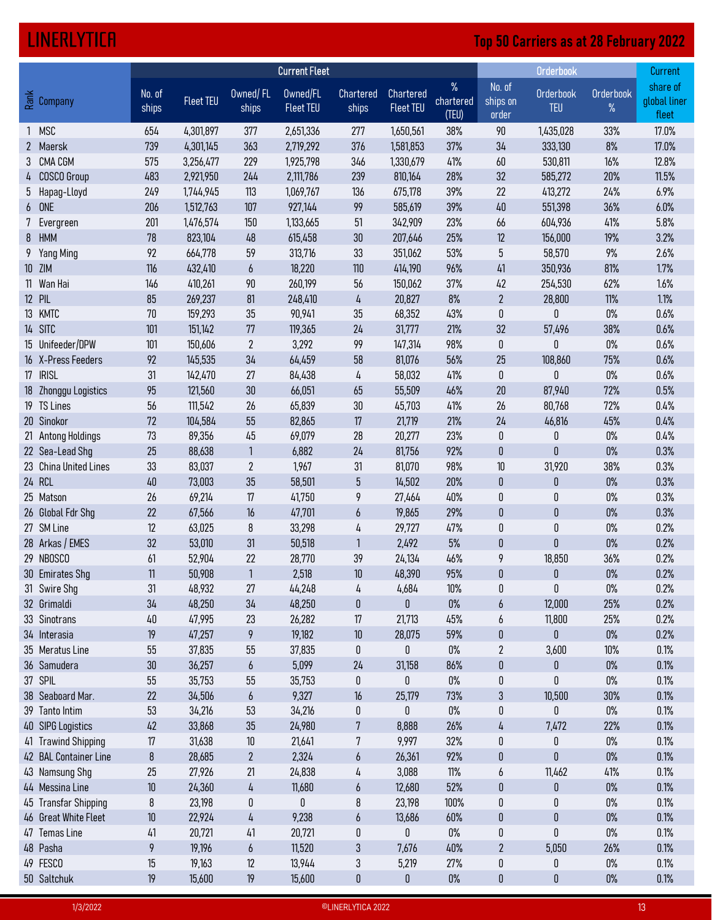# LINERLYTICA

## Top 50 Carriers as at 28 February 2022

| Rank | Company | Current Fleet | | | | | | | Orderbook | | | Current |
|---|---|---|---|---|---|---|---|---|---|---|---|---|
| | | No. of ships | Fleet TEU | Owned/ FL ships | Owned/FL Fleet TEU | Chartered ships | Chartered Fleet TEU | % chartered (TEU) | No. of ships on order | Orderbook TEU | Orderbook % | share of global liner fleet |
| 1 | MSC | 654 | 4,301,897 | 377 | 2,651,336 | 277 | 1,650,561 | 38% | 90 | 1,435,028 | 33% | 17.0% |
| 2 | Maersk | 739 | 4,301,145 | 363 | 2,719,292 | 376 | 1,581,853 | 37% | 34 | 333,130 | 8% | 17.0% |
| 3 | CMA CGM | 575 | 3,256,477 | 229 | 1,925,798 | 346 | 1,330,679 | 41% | 60 | 530,811 | 16% | 12.8% |
| 4 | COSCO Group | 483 | 2,921,950 | 244 | 2,111,786 | 239 | 810,164 | 28% | 32 | 585,272 | 20% | 11.5% |
| 5 | Hapag-Lloyd | 249 | 1,744,945 | 113 | 1,069,767 | 136 | 675,178 | 39% | 22 | 413,272 | 24% | 6.9% |
| 6 | ONE | 206 | 1,512,763 | 107 | 927,144 | 99 | 585,619 | 39% | 40 | 551,398 | 36% | 6.0% |
| 7 | Evergreen | 201 | 1,476,574 | 150 | 1,133,665 | 51 | 342,909 | 23% | 66 | 604,936 | 41% | 5.8% |
| 8 | HMM | 78 | 823,104 | 48 | 615,458 | 30 | 207,646 | 25% | 12 | 156,000 | 19% | 3.2% |
| 9 | Yang Ming | 92 | 664,778 | 59 | 313,716 | 33 | 351,062 | 53% | 5 | 58,570 | 9% | 2.6% |
| 10 | ZIM | 116 | 432,410 | 6 | 18,220 | 110 | 414,190 | 96% | 41 | 350,936 | 81% | 1.7% |
| 11 | Wan Hai | 146 | 410,261 | 90 | 260,199 | 56 | 150,062 | 37% | 42 | 254,530 | 62% | 1.6% |
| 12 | PIL | 85 | 269,237 | 81 | 248,410 | 4 | 20,827 | 8% | 2 | 28,800 | 11% | 1.1% |
| 13 | KMTC | 70 | 159,293 | 35 | 90,941 | 35 | 68,352 | 43% | 0 | 0 | 0% | 0.6% |
| 14 | SITC | 101 | 151,142 | 77 | 119,365 | 24 | 31,777 | 21% | 32 | 57,496 | 38% | 0.6% |
| 15 | Unifeeder/DPW | 101 | 150,606 | 2 | 3,292 | 99 | 147,314 | 98% | 0 | 0 | 0% | 0.6% |
| 16 | X-Press Feeders | 92 | 145,535 | 34 | 64,459 | 58 | 81,076 | 56% | 25 | 108,860 | 75% | 0.6% |
| 17 | IRISL | 31 | 142,470 | 27 | 84,438 | 4 | 58,032 | 41% | 0 | 0 | 0% | 0.6% |
| 18 | Zhonggu Logistics | 95 | 121,560 | 30 | 66,051 | 65 | 55,509 | 46% | 20 | 87,940 | 72% | 0.5% |
| 19 | TS Lines | 56 | 111,542 | 26 | 65,839 | 30 | 45,703 | 41% | 26 | 80,768 | 72% | 0.4% |
| 20 | Sinokor | 72 | 104,584 | 55 | 82,865 | 17 | 21,719 | 21% | 24 | 46,816 | 45% | 0.4% |
| 21 | Antong Holdings | 73 | 89,356 | 45 | 69,079 | 28 | 20,277 | 23% | 0 | 0 | 0% | 0.4% |
| 22 | Sea-Lead Shg | 25 | 88,638 | 1 | 6,882 | 24 | 81,756 | 92% | 0 | 0 | 0% | 0.3% |
| 23 | China United Lines | 33 | 83,037 | 2 | 1,967 | 31 | 81,070 | 98% | 10 | 31,920 | 38% | 0.3% |
| 24 | RCL | 40 | 73,003 | 35 | 58,501 | 5 | 14,502 | 20% | 0 | 0 | 0% | 0.3% |
| 25 | Matson | 26 | 69,214 | 17 | 41,750 | 9 | 27,464 | 40% | 0 | 0 | 0% | 0.3% |
| 26 | Global Fdr Shg | 22 | 67,566 | 16 | 47,701 | 6 | 19,865 | 29% | 0 | 0 | 0% | 0.3% |
| 27 | SM Line | 12 | 63,025 | 8 | 33,298 | 4 | 29,727 | 47% | 0 | 0 | 0% | 0.2% |
| 28 | Arkas / EMES | 32 | 53,010 | 31 | 50,518 | 1 | 2,492 | 5% | 0 | 0 | 0% | 0.2% |
| 29 | NBOSCO | 61 | 52,904 | 22 | 28,770 | 39 | 24,134 | 46% | 9 | 18,850 | 36% | 0.2% |
| 30 | Emirates Shg | 11 | 50,908 | 1 | 2,518 | 10 | 48,390 | 95% | 0 | 0 | 0% | 0.2% |
| 31 | Swire Shg | 31 | 48,932 | 27 | 44,248 | 4 | 4,684 | 10% | 0 | 0 | 0% | 0.2% |
| 32 | Grimaldi | 34 | 48,250 | 34 | 48,250 | 0 | 0 | 0% | 6 | 12,000 | 25% | 0.2% |
| 33 | Sinotrans | 40 | 47,995 | 23 | 26,282 | 17 | 21,713 | 45% | 6 | 11,800 | 25% | 0.2% |
| 34 | Interasia | 19 | 47,257 | 9 | 19,182 | 10 | 28,075 | 59% | 0 | 0 | 0% | 0.2% |
| 35 | Meratus Line | 55 | 37,835 | 55 | 37,835 | 0 | 0 | 0% | 2 | 3,600 | 10% | 0.1% |
| 36 | Samudera | 30 | 36,257 | 6 | 5,099 | 24 | 31,158 | 86% | 0 | 0 | 0% | 0.1% |
| 37 | SPIL | 55 | 35,753 | 55 | 35,753 | 0 | 0 | 0% | 0 | 0 | 0% | 0.1% |
| 38 | Seaboard Mar. | 22 | 34,506 | 6 | 9,327 | 16 | 25,179 | 73% | 3 | 10,500 | 30% | 0.1% |
| 39 | Tanto Intim | 53 | 34,216 | 53 | 34,216 | 0 | 0 | 0% | 0 | 0 | 0% | 0.1% |
| 40 | SIPG Logistics | 42 | 33,868 | 35 | 24,980 | 7 | 8,888 | 26% | 4 | 7,472 | 22% | 0.1% |
| 41 | Trawind Shipping | 17 | 31,638 | 10 | 21,641 | 7 | 9,997 | 32% | 0 | 0 | 0% | 0.1% |
| 42 | BAL Container Line | 8 | 28,685 | 2 | 2,324 | 6 | 26,361 | 92% | 0 | 0 | 0% | 0.1% |
| 43 | Namsung Shg | 25 | 27,926 | 21 | 24,838 | 4 | 3,088 | 11% | 6 | 11,462 | 41% | 0.1% |
| 44 | Messina Line | 10 | 24,360 | 4 | 11,680 | 6 | 12,680 | 52% | 0 | 0 | 0% | 0.1% |
| 45 | Transfar Shipping | 8 | 23,198 | 0 | 0 | 8 | 23,198 | 100% | 0 | 0 | 0% | 0.1% |
| 46 | Great White Fleet | 10 | 22,924 | 4 | 9,238 | 6 | 13,686 | 60% | 0 | 0 | 0% | 0.1% |
| 47 | Temas Line | 41 | 20,721 | 41 | 20,721 | 0 | 0 | 0% | 0 | 0 | 0% | 0.1% |
| 48 | Pasha | 9 | 19,196 | 6 | 11,520 | 3 | 7,676 | 40% | 2 | 5,050 | 26% | 0.1% |
| 49 | FESCO | 15 | 19,163 | 12 | 13,944 | 3 | 5,219 | 27% | 0 | 0 | 0% | 0.1% |
| 50 | Saltchuk | 19 | 15,600 | 19 | 15,600 | 0 | 0 | 0% | 0 | 0 | 0% | 0.1% |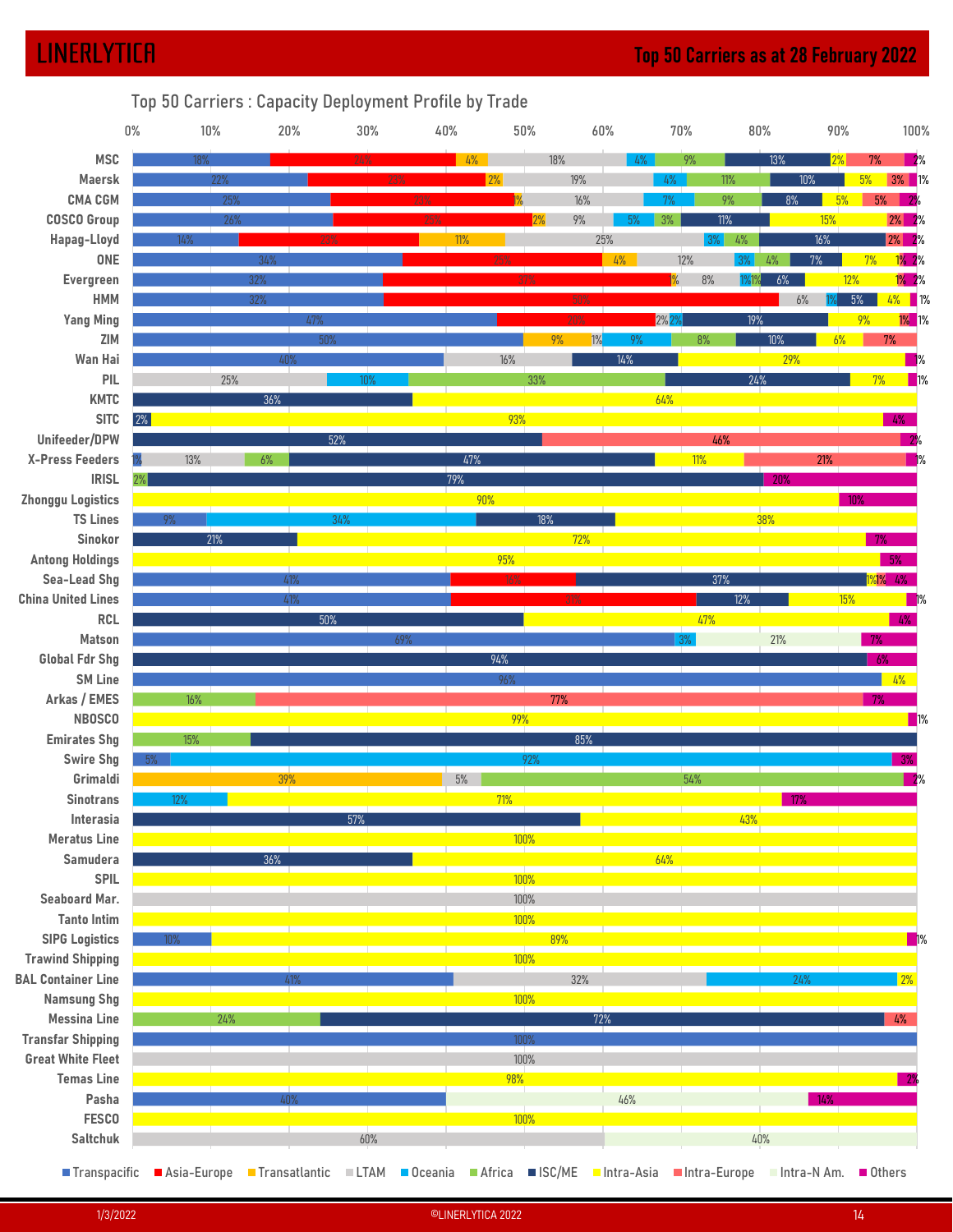## Top 50 Carriers : Capacity Deployment Profile by Trade

| Carrier | Transpacific | Asia-Europe | Transatlantic | LTAM | Oceania | Africa | ISC/ME | Intra-Asia | Intra-Europe | Intra-N Am. | Others |
|---|---|---|---|---|---|---|---|---|---|---|---|
| MSC | 18% | 24% | 4% | 18% | 4% | 9% | 13% | 2% | 7% | | 2% |
| Maersk | 22% | 23% | 2% | 19% | 4% | 11% | 10% | 5% | 3% | | 1% |
| CMA CGM | 25% | 23% | 1% | 16% | 7% | 9% | 8% | 5% | 5% | | 2% |
| COSCO Group | 26% | 25% | 2% | 9% | 5% | 3% | 11% | 15% | 2% | | 2% |
| Hapag-Lloyd | 14% | 23% | 11% | 25% | 3% | 4% | 16% | | 2% | | 2% |
| ONE | 34% | 25% | 4% | 12% | 3% | 4% | 7% | 7% | 1% | | 2% |
| Evergreen | 32% | 37% | 1% | 8% | 1% | 1% | 6% | 12% | 1% | | 2% |
| HMM | 32% | 50% | | 6% | 1% | | 5% | 4% | | | 1% |
| Yang Ming | 47% | 20% | | 2% | 2% | | 19% | 9% | 1% | | 1% |
| ZIM | 50% | | 9% | 1% | 9% | 8% | 10% | 6% | 7% | | |
| Wan Hai | 40% | | | 16% | | | 14% | 29% | | | 1% |
| PIL | | | | 25% | 10% | 33% | 24% | 7% | | | 1% |
| KMTC | | | | | | | 36% | 64% | | | |
| SITC | | | | | | | 2% | 93% | | | 4% |
| Unifeeder/DPW | | | | | | | 52% | | 46% | | 2% |
| X-Press Feeders | 1% | | | 13% | | 6% | 47% | 11% | 21% | | 1% |
| IRISL | | | | | | 2% | 79% | | | | 20% |
| Zhonggu Logistics | | | | | | | | 90% | | | 10% |
| TS Lines | 9% | | | | 34% | | 18% | 38% | | | |
| Sinokor | | | | | | | 21% | 72% | | | 7% |
| Antong Holdings | | | | | | | | 95% | | | 5% |
| Sea-Lead Shg | 41% | 16% | | | | | 37% | 1% | 1% | | 4% |
| China United Lines | 41% | 31% | | | | | 12% | 15% | | | 1% |
| RCL | | | | | | | 50% | 47% | | | 4% |
| Matson | 69% | | | | 3% | | | | | 21% | 7% |
| Global Fdr Shg | | | | | | | 94% | | | | 6% |
| SM Line | 96% | | | | | | | 4% | | | |
| Arkas / EMES | | | | | | 16% | | | 77% | | 7% |
| NBOSCO | | | | | | | | 99% | | | 1% |
| Emirates Shg | | | | | | 15% | 85% | | | | |
| Swire Shg | 5% | | | | 92% | | | | | | 3% |
| Grimaldi | | | 39% | 5% | | 54% | | | | | 2% |
| Sinotrans | | | | | 12% | | | 71% | | | 17% |
| Interasia | | | | | | | 57% | 43% | | | |
| Meratus Line | | | | | | | | 100% | | | |
| Samudera | | | | | | | 36% | 64% | | | |
| SPIL | | | | | | | | 100% | | | |
| Seaboard Mar. | | | | 100% | | | | | | | |
| Tanto Intim | | | | | | | | 100% | | | |
| SIPG Logistics | 10% | | | | | | | 89% | | | 1% |
| Trawind Shipping | | | | | | | | 100% | | | |
| BAL Container Line | 41% | | | 32% | 24% | | | 2% | | | |
| Namsung Shg | | | | | | | | 100% | | | |
| Messina Line | | | | | | 24% | 72% | | 4% | | |
| Transfar Shipping | 100% | | | | | | | | | | |
| Great White Fleet | | | | 100% | | | | | | | |
| Temas Line | | | | | | | | 98% | | | 2% |
| Pasha | 40% | | | | | | | | | 46% | 14% |
| FESCO | | | | | | | | 100% | | | |
| Saltchuk | | | | 60% | | | | | | 40% | |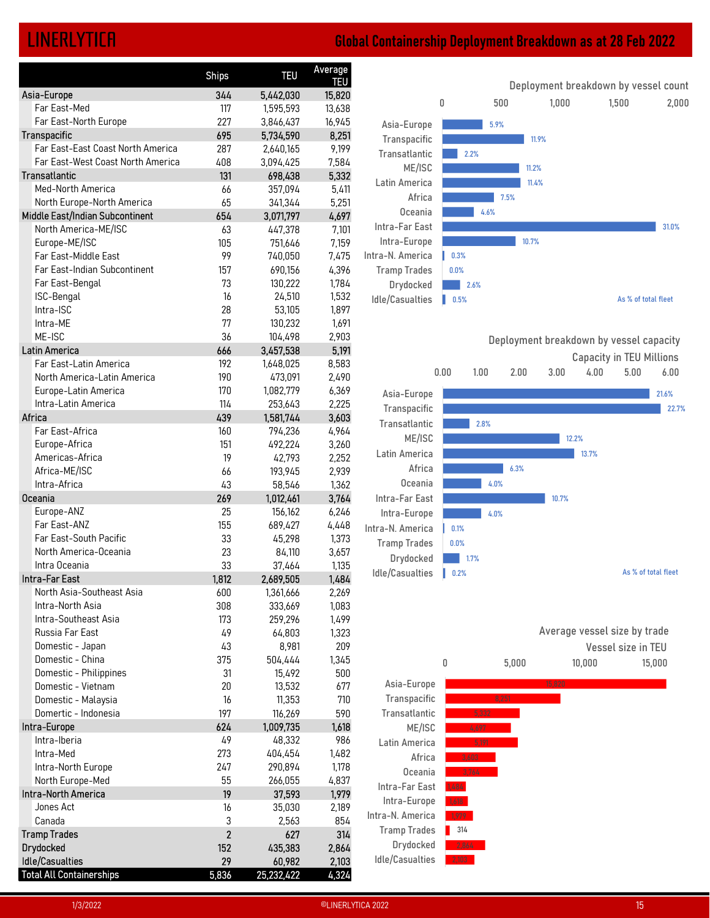# LINERLYTICA

## Global Containership Deployment Breakdown as at 28 Feb 2022

| | Ships | TEU | Average TEU |
|---|---|---|---|
| **Asia-Europe** | **344** | **5,442,030** | **15,820** |
| Far East-Med | 117 | 1,595,593 | 13,638 |
| Far East-North Europe | 227 | 3,846,437 | 16,945 |
| **Transpacific** | **695** | **5,734,590** | **8,251** |
| Far East-East Coast North America | 287 | 2,640,165 | 9,199 |
| Far East-West Coast North America | 408 | 3,094,425 | 7,584 |
| **Transatlantic** | **131** | **698,438** | **5,332** |
| Med-North America | 66 | 357,094 | 5,411 |
| North Europe-North America | 65 | 341,344 | 5,251 |
| **Middle East/Indian Subcontinent** | **654** | **3,071,797** | **4,697** |
| North America-ME/ISC | 63 | 447,378 | 7,101 |
| Europe-ME/ISC | 105 | 751,646 | 7,159 |
| Far East-Middle East | 99 | 740,050 | 7,475 |
| Far East-Indian Subcontinent | 157 | 690,156 | 4,396 |
| Far East-Bengal | 73 | 130,222 | 1,784 |
| ISC-Bengal | 16 | 24,510 | 1,532 |
| Intra-ISC | 28 | 53,105 | 1,897 |
| Intra-ME | 77 | 130,232 | 1,691 |
| ME-ISC | 36 | 104,498 | 2,903 |
| **Latin America** | **666** | **3,457,538** | **5,191** |
| Far East-Latin America | 192 | 1,648,025 | 8,583 |
| North America-Latin America | 190 | 473,091 | 2,490 |
| Europe-Latin America | 170 | 1,082,779 | 6,369 |
| Intra-Latin America | 114 | 253,643 | 2,225 |
| **Africa** | **439** | **1,581,744** | **3,603** |
| Far East-Africa | 160 | 794,236 | 4,964 |
| Europe-Africa | 151 | 492,224 | 3,260 |
| Americas-Africa | 19 | 42,793 | 2,252 |
| Africa-ME/ISC | 66 | 193,945 | 2,939 |
| Intra-Africa | 43 | 58,546 | 1,362 |
| **Oceania** | **269** | **1,012,461** | **3,764** |
| Europe-ANZ | 25 | 156,162 | 6,246 |
| Far East-ANZ | 155 | 689,427 | 4,448 |
| Far East-South Pacific | 33 | 45,298 | 1,373 |
| North America-Oceania | 23 | 84,110 | 3,657 |
| Intra Oceania | 33 | 37,464 | 1,135 |
| **Intra-Far East** | **1,812** | **2,689,505** | **1,484** |
| North Asia-Southeast Asia | 600 | 1,361,666 | 2,269 |
| Intra-North Asia | 308 | 333,669 | 1,083 |
| Intra-Southeast Asia | 173 | 259,296 | 1,499 |
| Russia Far East | 49 | 64,803 | 1,323 |
| Domestic - Japan | 43 | 8,981 | 209 |
| Domestic - China | 375 | 504,444 | 1,345 |
| Domestic - Philippines | 31 | 15,492 | 500 |
| Domestic - Vietnam | 20 | 13,532 | 677 |
| Domestic - Malaysia | 16 | 11,353 | 710 |
| Domestic - Indonesia | 197 | 116,269 | 590 |
| **Intra-Europe** | **624** | **1,009,735** | **1,618** |
| Intra-Iberia | 49 | 48,332 | 986 |
| Intra-Med | 273 | 404,454 | 1,482 |
| Intra-North Europe | 247 | 290,894 | 1,178 |
| North Europe-Med | 55 | 266,055 | 4,837 |
| **Intra-North America** | **19** | **37,593** | **1,979** |
| Jones Act | 16 | 35,030 | 2,189 |
| Canada | 3 | 2,563 | 854 |
| **Tramp Trades** | **2** | **627** | **314** |
| **Drydocked** | **152** | **435,383** | **2,864** |
| **Idle/Casualties** | **29** | **60,982** | **2,103** |
| **Total All Containerships** | **5,836** | **25,232,422** | **4,324** |

### Deployment breakdown by vessel count

As % of total fleet

| Trade | % of total fleet |
|---|---|
| Asia-Europe | 5.9% |
| Transpacific | 11.9% |
| Transatlantic | 2.2% |
| ME/ISC | 11.2% |
| Latin America | 11.4% |
| Africa | 7.5% |
| Oceania | 4.6% |
| Intra-Far East | 31.0% |
| Intra-Europe | 10.7% |
| Intra-N. America | 0.3% |
| Tramp Trades | 0.0% |
| Drydocked | 2.6% |
| Idle/Casualties | 0.5% |

### Deployment breakdown by vessel capacity

Capacity in TEU Millions — As % of total fleet

| Trade | % of total fleet |
|---|---|
| Asia-Europe | 21.6% |
| Transpacific | 22.7% |
| Transatlantic | 2.8% |
| ME/ISC | 12.2% |
| Latin America | 13.7% |
| Africa | 6.3% |
| Oceania | 4.0% |
| Intra-Far East | 10.7% |
| Intra-Europe | 4.0% |
| Intra-N. America | 0.1% |
| Tramp Trades | 0.0% |
| Drydocked | 1.7% |
| Idle/Casualties | 0.2% |

### Average vessel size by trade

Vessel size in TEU

| Trade | TEU |
|---|---|
| Asia-Europe | 15,820 |
| Transpacific | 8,251 |
| Transatlantic | 5,332 |
| ME/ISC | 4,697 |
| Latin America | 5,191 |
| Africa | 3,603 |
| Oceania | 3,764 |
| Intra-Far East | 1,484 |
| Intra-Europe | 1,618 |
| Intra-N. America | 1,979 |
| Tramp Trades | 314 |
| Drydocked | 2,864 |
| Idle/Casualties | 2,103 |

1/3/2022 ©LINERLYTICA 2022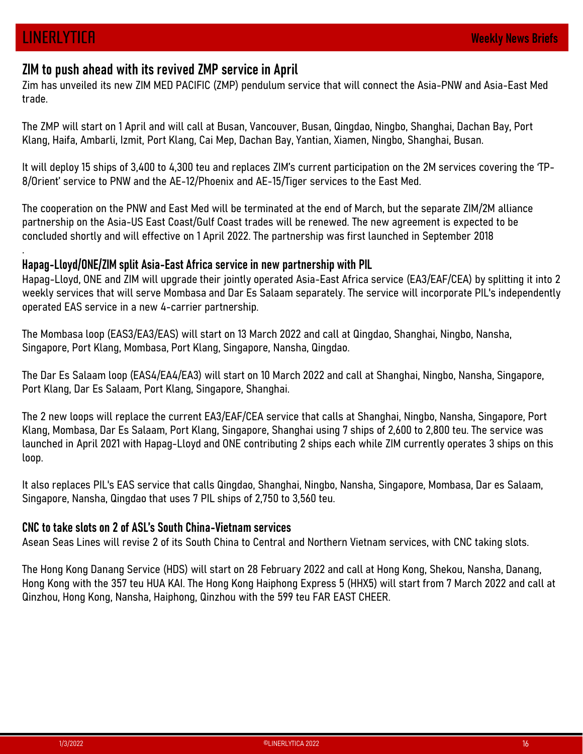## ZIM to push ahead with its revived ZMP service in April

Zim has unveiled its new ZIM MED PACIFIC (ZMP) pendulum service that will connect the Asia-PNW and Asia-East Med trade.

The ZMP will start on 1 April and will call at Busan, Vancouver, Busan, Qingdao, Ningbo, Shanghai, Dachan Bay, Port Klang, Haifa, Ambarli, Izmit, Port Klang, Cai Mep, Dachan Bay, Yantian, Xiamen, Ningbo, Shanghai, Busan.

It will deploy 15 ships of 3,400 to 4,300 teu and replaces ZIM's current participation on the 2M services covering the 'TP-8/Orient' service to PNW and the AE-12/Phoenix and AE-15/Tiger services to the East Med.

The cooperation on the PNW and East Med will be terminated at the end of March, but the separate ZIM/2M alliance partnership on the Asia-US East Coast/Gulf Coast trades will be renewed. The new agreement is expected to be concluded shortly and will effective on 1 April 2022. The partnership was first launched in September 2018

.

## Hapag-Lloyd/ONE/ZIM split Asia-East Africa service in new partnership with PIL

Hapag-Lloyd, ONE and ZIM will upgrade their jointly operated Asia-East Africa service (EA3/EAF/CEA) by splitting it into 2 weekly services that will serve Mombasa and Dar Es Salaam separately. The service will incorporate PIL's independently operated EAS service in a new 4-carrier partnership.

The Mombasa loop (EAS3/EA3/EAS) will start on 13 March 2022 and call at Qingdao, Shanghai, Ningbo, Nansha, Singapore, Port Klang, Mombasa, Port Klang, Singapore, Nansha, Qingdao.

The Dar Es Salaam loop (EAS4/EA4/EA3) will start on 10 March 2022 and call at Shanghai, Ningbo, Nansha, Singapore, Port Klang, Dar Es Salaam, Port Klang, Singapore, Shanghai.

The 2 new loops will replace the current EA3/EAF/CEA service that calls at Shanghai, Ningbo, Nansha, Singapore, Port Klang, Mombasa, Dar Es Salaam, Port Klang, Singapore, Shanghai using 7 ships of 2,600 to 2,800 teu. The service was launched in April 2021 with Hapag-Lloyd and ONE contributing 2 ships each while ZIM currently operates 3 ships on this loop.

It also replaces PIL's EAS service that calls Qingdao, Shanghai, Ningbo, Nansha, Singapore, Mombasa, Dar es Salaam, Singapore, Nansha, Qingdao that uses 7 PIL ships of 2,750 to 3,560 teu.

## CNC to take slots on 2 of ASL's South China-Vietnam services

Asean Seas Lines will revise 2 of its South China to Central and Northern Vietnam services, with CNC taking slots.

The Hong Kong Danang Service (HDS) will start on 28 February 2022 and call at Hong Kong, Shekou, Nansha, Danang, Hong Kong with the 357 teu HUA KAI. The Hong Kong Haiphong Express 5 (HHX5) will start from 7 March 2022 and call at Qinzhou, Hong Kong, Nansha, Haiphong, Qinzhou with the 599 teu FAR EAST CHEER.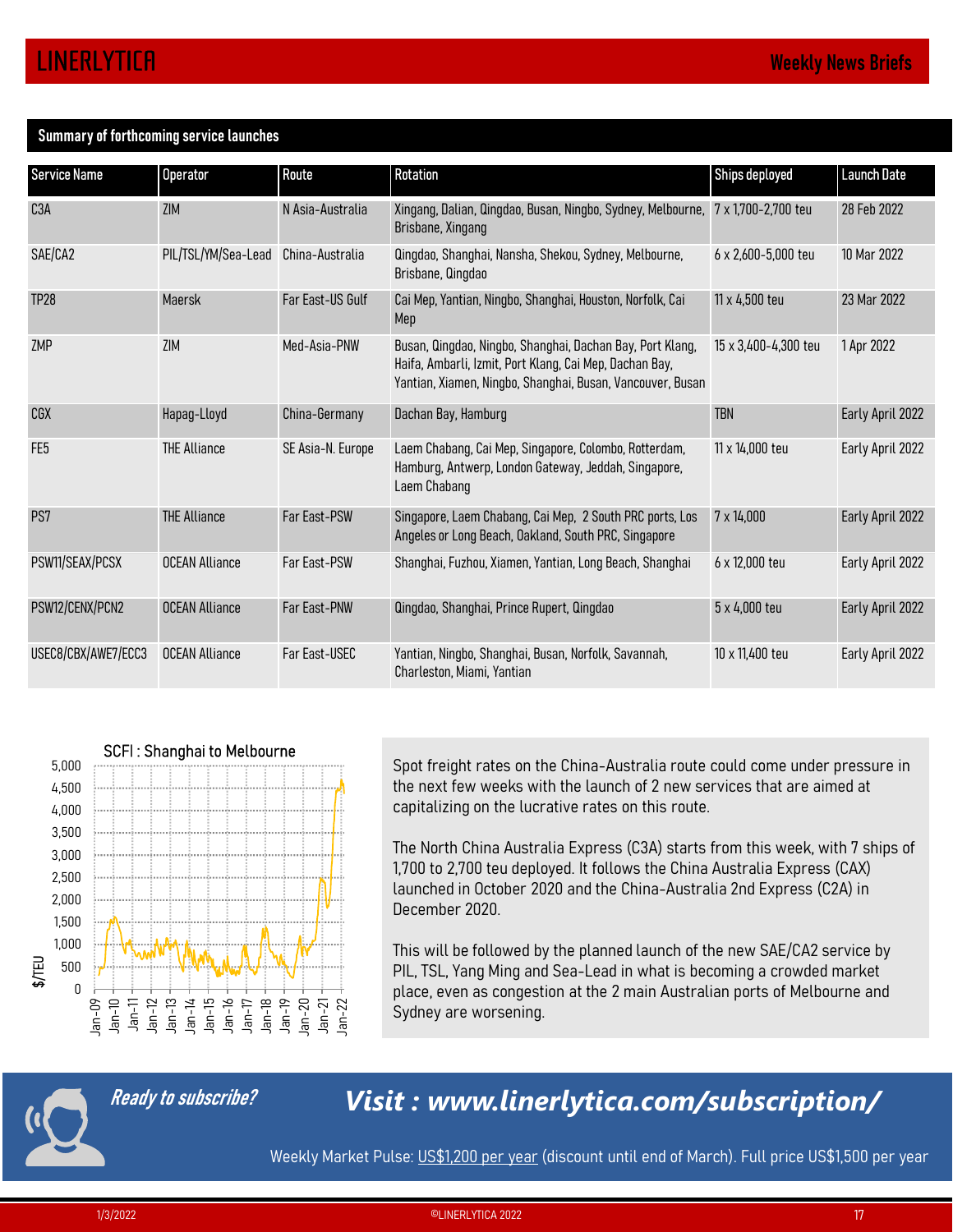## Summary of forthcoming service launches

| Service Name | Operator | Route | Rotation | Ships deployed | Launch Date |
|---|---|---|---|---|---|
| C3A | ZIM | N Asia-Australia | Xingang, Dalian, Qingdao, Busan, Ningbo, Sydney, Melbourne, Brisbane, Xingang | 7 x 1,700-2,700 teu | 28 Feb 2022 |
| SAE/CA2 | PIL/TSL/YM/Sea-Lead | China-Australia | Qingdao, Shanghai, Nansha, Shekou, Sydney, Melbourne, Brisbane, Qingdao | 6 x 2,600-5,000 teu | 10 Mar 2022 |
| TP28 | Maersk | Far East-US Gulf | Cai Mep, Yantian, Ningbo, Shanghai, Houston, Norfolk, Cai Mep | 11 x 4,500 teu | 23 Mar 2022 |
| ZMP | ZIM | Med-Asia-PNW | Busan, Qingdao, Ningbo, Shanghai, Dachan Bay, Port Klang, Haifa, Ambarli, Izmit, Port Klang, Cai Mep, Dachan Bay, Yantian, Xiamen, Ningbo, Shanghai, Busan, Vancouver, Busan | 15 x 3,400-4,300 teu | 1 Apr 2022 |
| CGX | Hapag-Lloyd | China-Germany | Dachan Bay, Hamburg | TBN | Early April 2022 |
| FE5 | THE Alliance | SE Asia-N. Europe | Laem Chabang, Cai Mep, Singapore, Colombo, Rotterdam, Hamburg, Antwerp, London Gateway, Jeddah, Singapore, Laem Chabang | 11 x 14,000 teu | Early April 2022 |
| PS7 | THE Alliance | Far East-PSW | Singapore, Laem Chabang, Cai Mep, 2 South PRC ports, Los Angeles or Long Beach, Oakland, South PRC, Singapore | 7 x 14,000 | Early April 2022 |
| PSW11/SEAX/PCSX | OCEAN Alliance | Far East-PSW | Shanghai, Fuzhou, Xiamen, Yantian, Long Beach, Shanghai | 6 x 12,000 teu | Early April 2022 |
| PSW12/CENX/PCN2 | OCEAN Alliance | Far East-PNW | Qingdao, Shanghai, Prince Rupert, Qingdao | 5 x 4,000 teu | Early April 2022 |
| USEC8/CBX/AWE7/ECC3 | OCEAN Alliance | Far East-USEC | Yantian, Ningbo, Shanghai, Busan, Norfolk, Savannah, Charleston, Miami, Yantian | 10 x 11,400 teu | Early April 2022 |

SCFI : Shanghai to Melbourne

$/TEU

5,000
4,500
4,000
3,500
3,000
2,500
2,000
1,500
1,000
500
0

Jan-09 Jan-10 Jan-11 Jan-12 Jan-13 Jan-14 Jan-15 Jan-16 Jan-17 Jan-18 Jan-19 Jan-20 Jan-21 Jan-22

Spot freight rates on the China-Australia route could come under pressure in the next few weeks with the launch of 2 new services that are aimed at capitalizing on the lucrative rates on this route.

The North China Australia Express (C3A) starts from this week, with 7 ships of 1,700 to 2,700 teu deployed. It follows the China Australia Express (CAX) launched in October 2020 and the China-Australia 2nd Express (C2A) in December 2020.

This will be followed by the planned launch of the new SAE/CA2 service by PIL, TSL, Yang Ming and Sea-Lead in what is becoming a crowded market place, even as congestion at the 2 main Australian ports of Melbourne and Sydney are worsening.

*Ready to subscribe?* **Visit : www.linerlytica.com/subscription/**

Weekly Market Pulse: US$1,200 per year (discount until end of March). Full price US$1,500 per year